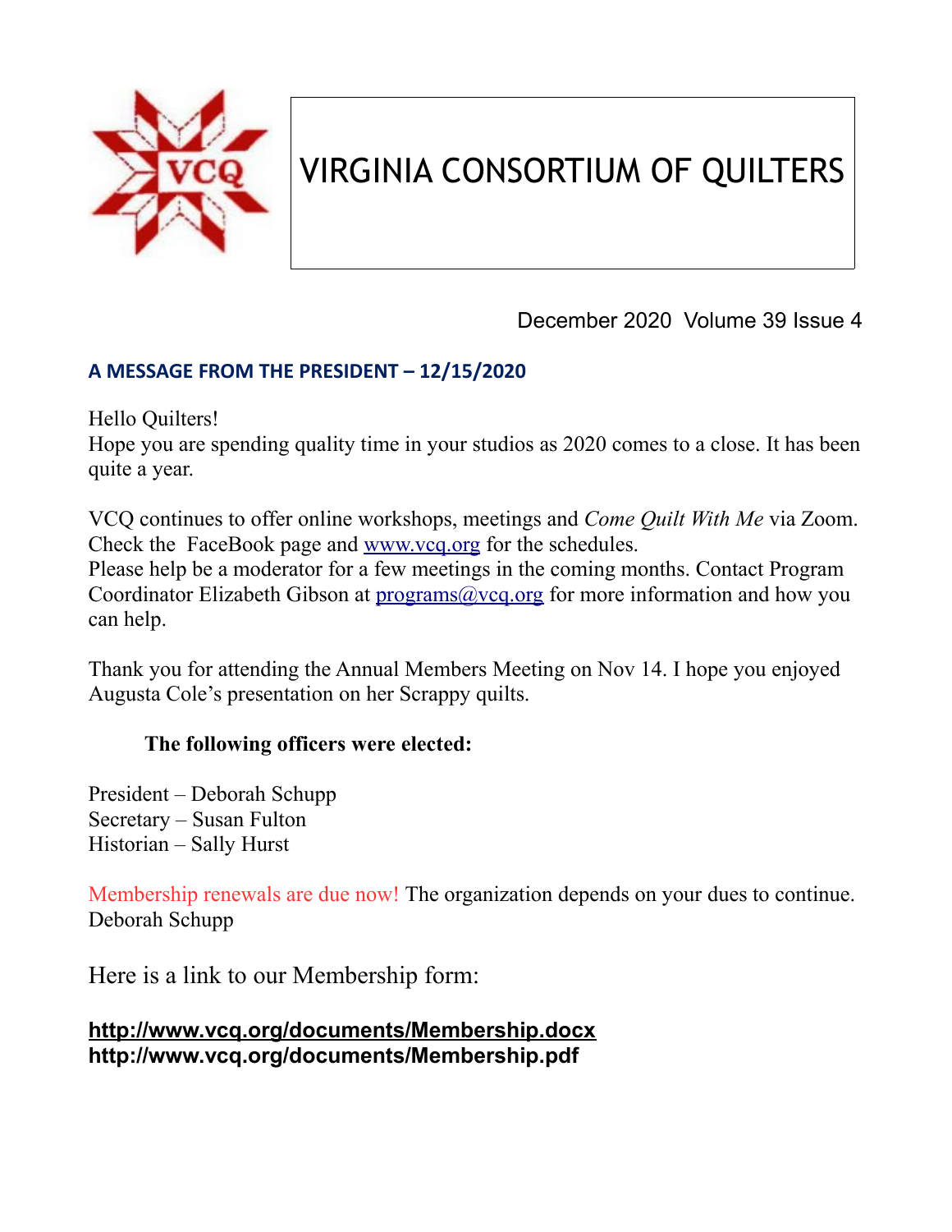# VIRGINIA CONSORTIUM OF QUILTERS

December 2020 Volume 39 Issue 4

## A MESSAGE FROM THE PRESIDENT – 12/15/2020

Hello Quilters!
Hope you are spending quality time in your studios as 2020 comes to a close. It has been quite a year.

VCQ continues to offer online workshops, meetings and *Come Quilt With Me* via Zoom. Check the FaceBook page and www.vcq.org for the schedules.
Please help be a moderator for a few meetings in the coming months. Contact Program Coordinator Elizabeth Gibson at programs@vcq.org for more information and how you can help.

Thank you for attending the Annual Members Meeting on Nov 14. I hope you enjoyed Augusta Cole's presentation on her Scrappy quilts.

**The following officers were elected:**

President – Deborah Schupp
Secretary – Susan Fulton
Historian – Sally Hurst

Membership renewals are due now! The organization depends on your dues to continue.
Deborah Schupp

Here is a link to our Membership form:

**http://www.vcq.org/documents/Membership.docx**
**http://www.vcq.org/documents/Membership.pdf**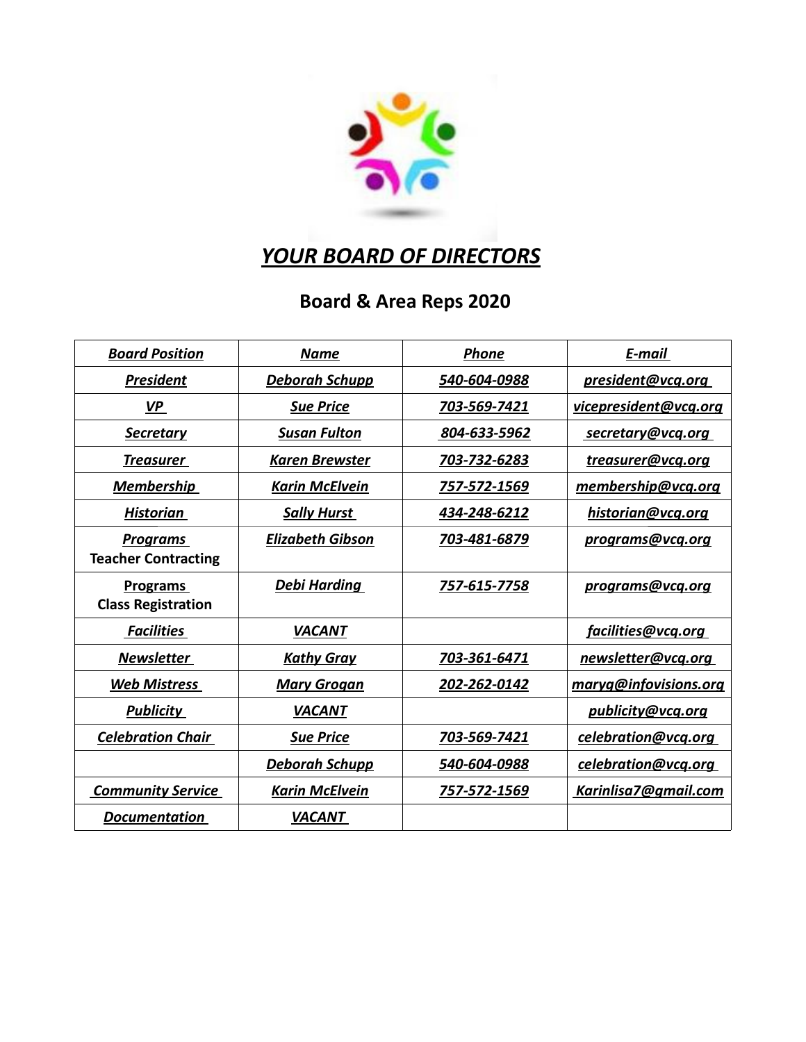# *YOUR BOARD OF DIRECTORS*

## Board & Area Reps 2020

| *Board Position* | *Name* | *Phone* | *E-mail* |
|---|---|---|---|
| *President* | *Deborah Schupp* | *540-604-0988* | *president@vcq.org* |
| *VP* | *Sue Price* | *703-569-7421* | *vicepresident@vcq.org* |
| *Secretary* | *Susan Fulton* | *804-633-5962* | *secretary@vcq.org* |
| *Treasurer* | *Karen Brewster* | *703-732-6283* | *treasurer@vcq.org* |
| *Membership* | *Karin McElvein* | *757-572-1569* | *membership@vcq.org* |
| *Historian* | *Sally Hurst* | *434-248-6212* | *historian@vcq.org* |
| *Programs* **Teacher Contracting** | *Elizabeth Gibson* | *703-481-6879* | *programs@vcq.org* |
| **Programs** **Class Registration** | *Debi Harding* | *757-615-7758* | *programs@vcq.org* |
| *Facilities* | *VACANT* | | *facilities@vcq.org* |
| *Newsletter* | *Kathy Gray* | *703-361-6471* | *newsletter@vcq.org* |
| *Web Mistress* | *Mary Grogan* | *202-262-0142* | *maryg@infovisions.org* |
| *Publicity* | *VACANT* | | *publicity@vcq.org* |
| *Celebration Chair* | *Sue Price* | *703-569-7421* | *celebration@vcq.org* |
| | *Deborah Schupp* | *540-604-0988* | *celebration@vcq.org* |
| *Community Service* | *Karin McElvein* | *757-572-1569* | *Karinlisa7@gmail.com* |
| *Documentation* | *VACANT* | | |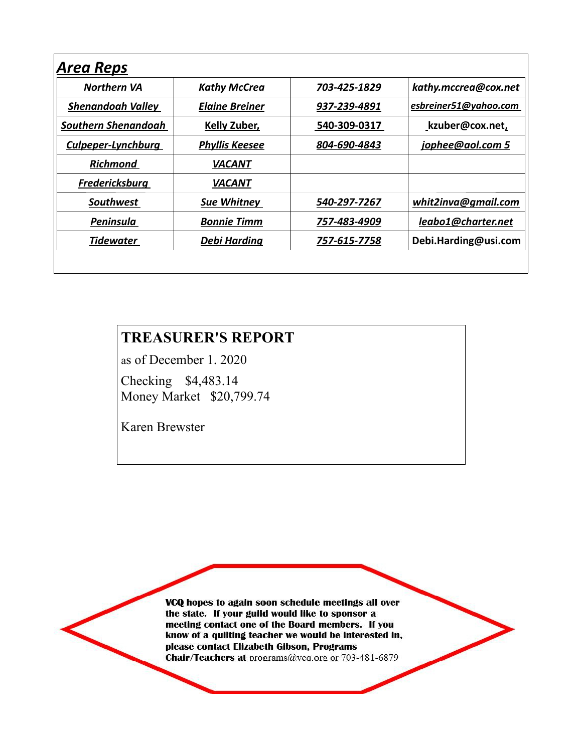## Area Reps

| | | | |
|---|---|---|---|
| Northern VA | Kathy McCrea | 703-425-1829 | kathy.mccrea@cox.net |
| Shenandoah Valley | Elaine Breiner | 937-239-4891 | esbreiner51@yahoo.com |
| Southern Shenandoah | Kelly Zuber, | 540-309-0317 | kzuber@cox.net, |
| Culpeper-Lynchburg | Phyllis Keesee | 804-690-4843 | jophee@aol.com 5 |
| Richmond | VACANT | | |
| Fredericksburg | VACANT | | |
| Southwest | Sue Whitney | 540-297-7267 | whit2inva@gmail.com |
| Peninsula | Bonnie Timm | 757-483-4909 | leabo1@charter.net |
| Tidewater | Debi Harding | 757-615-7758 | Debi.Harding@usi.com |

## TREASURER'S REPORT

as of December 1. 2020

Checking $4,483.14
Money Market $20,799.74

Karen Brewster

**VCQ hopes to again soon schedule meetings all over the state. If your guild would like to sponsor a meeting contact one of the Board members. If you know of a quilting teacher we would be interested in, please contact Elizabeth Gibson, Programs Chair/Teachers at** programs@vcq.org or 703-481-6879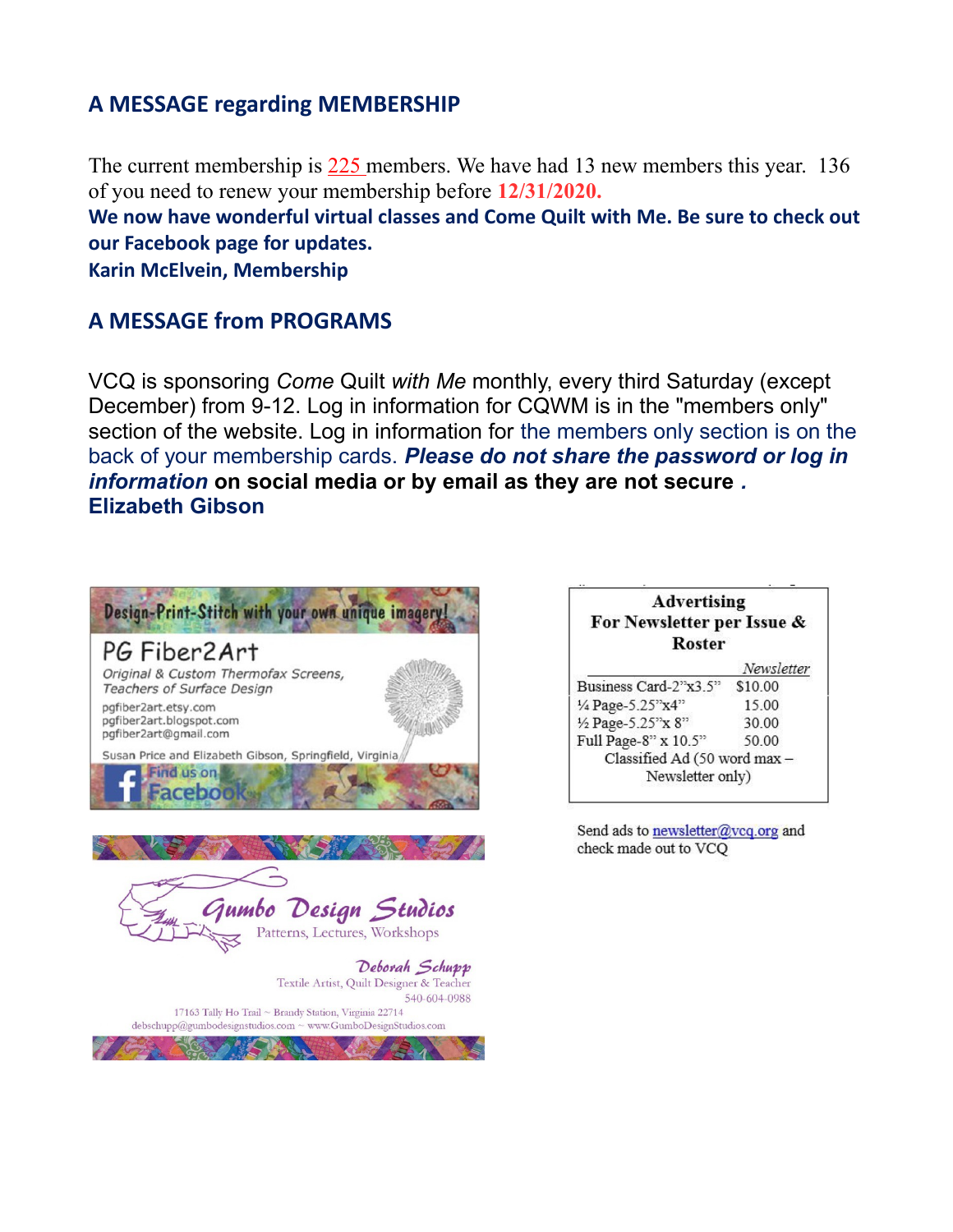## A MESSAGE regarding MEMBERSHIP

The current membership is 225 members. We have had 13 new members this year. 136 of you need to renew your membership before **12/31/2020.**

**We now have wonderful virtual classes and Come Quilt with Me. Be sure to check out our Facebook page for updates.**

**Karin McElvein, Membership**

## A MESSAGE from PROGRAMS

VCQ is sponsoring *Come* Quilt *with Me* monthly, every third Saturday (except December) from 9-12. Log in information for CQWM is in the "members only" section of the website. Log in information for the members only section is on the back of your membership cards. ***Please do not share the password or log in information*** **on social media or by email as they are not secure .**

**Elizabeth Gibson**

Design-Print-Stitch with your own unique imagery!

PG Fiber2Art

*Original & Custom Thermofax Screens, Teachers of Surface Design*

pgfiber2art.etsy.com
pgfiber2art.blogspot.com
pgfiber2art@gmail.com

Susan Price and Elizabeth Gibson, Springfield, Virginia

Find us on Facebook

Gumbo Design Studios

Patterns, Lectures, Workshops

Deborah Schupp

Textile Artist, Quilt Designer & Teacher
540-604-0988

17163 Tally Ho Trail ~ Brandy Station, Virginia 22714
debschupp@gumbodesignstudios.com ~ www.GumboDesignStudios.com

**Advertising For Newsletter per Issue & Roster**

| | *Newsletter* |
|---|---|
| Business Card-2"x3.5" | $10.00 |
| ¼ Page-5.25"x4" | 15.00 |
| ½ Page-5.25"x 8" | 30.00 |
| Full Page-8" x 10.5" | 50.00 |
| Classified Ad (50 word max – Newsletter only) | |

Send ads to newsletter@vcq.org and check made out to VCQ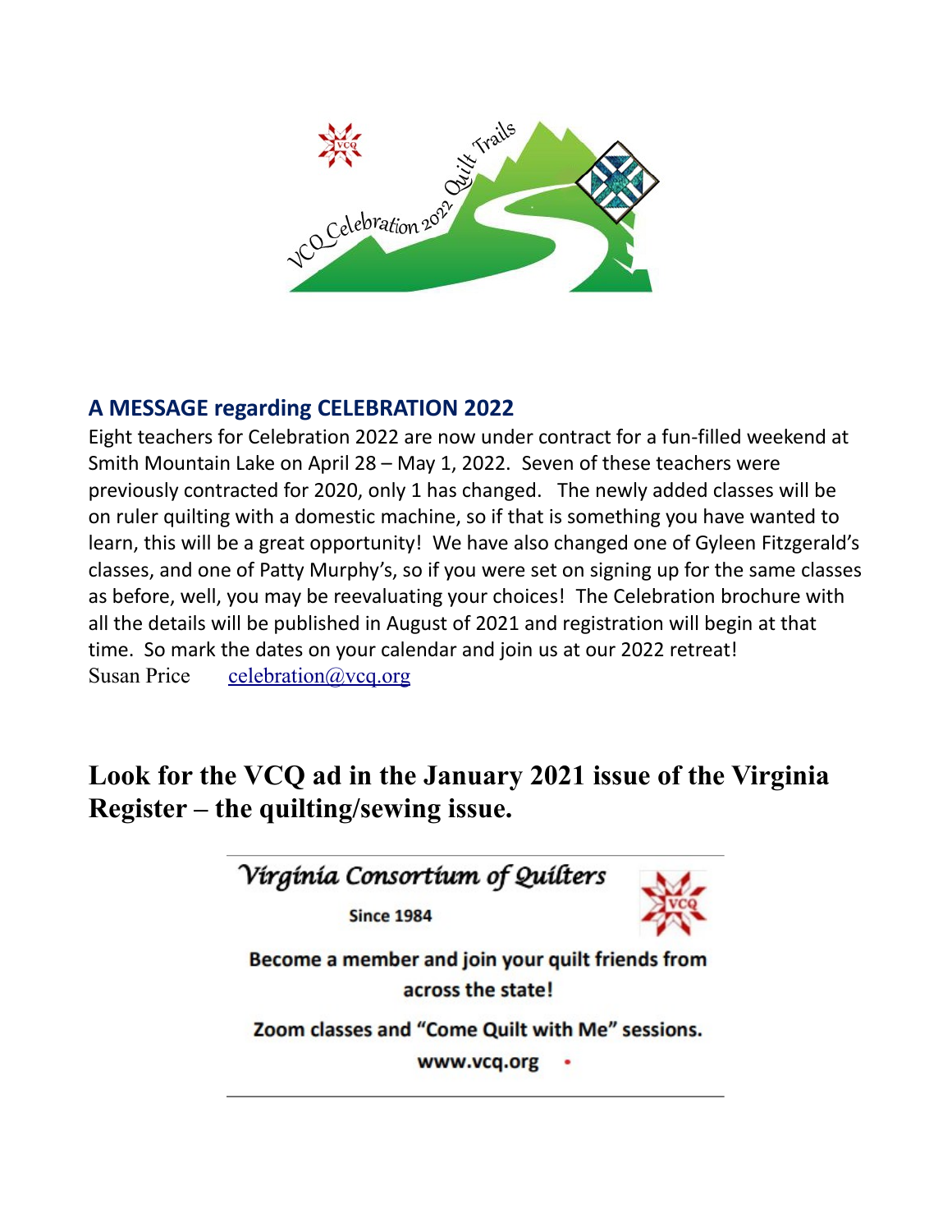VCQ Celebration 2022 Quilt Trails

## A MESSAGE regarding CELEBRATION 2022

Eight teachers for Celebration 2022 are now under contract for a fun-filled weekend at Smith Mountain Lake on April 28 – May 1, 2022. Seven of these teachers were previously contracted for 2020, only 1 has changed. The newly added classes will be on ruler quilting with a domestic machine, so if that is something you have wanted to learn, this will be a great opportunity! We have also changed one of Gyleen Fitzgerald's classes, and one of Patty Murphy's, so if you were set on signing up for the same classes as before, well, you may be reevaluating your choices! The Celebration brochure with all the details will be published in August of 2021 and registration will begin at that time. So mark the dates on your calendar and join us at our 2022 retreat!

Susan Price celebration@vcq.org

## Look for the VCQ ad in the January 2021 issue of the Virginia Register – the quilting/sewing issue.

---

*Virginia Consortium of Quilters*

**Since 1984**

**Become a member and join your quilt friends from across the state!**

**Zoom classes and "Come Quilt with Me" sessions.**

**www.vcq.org**

---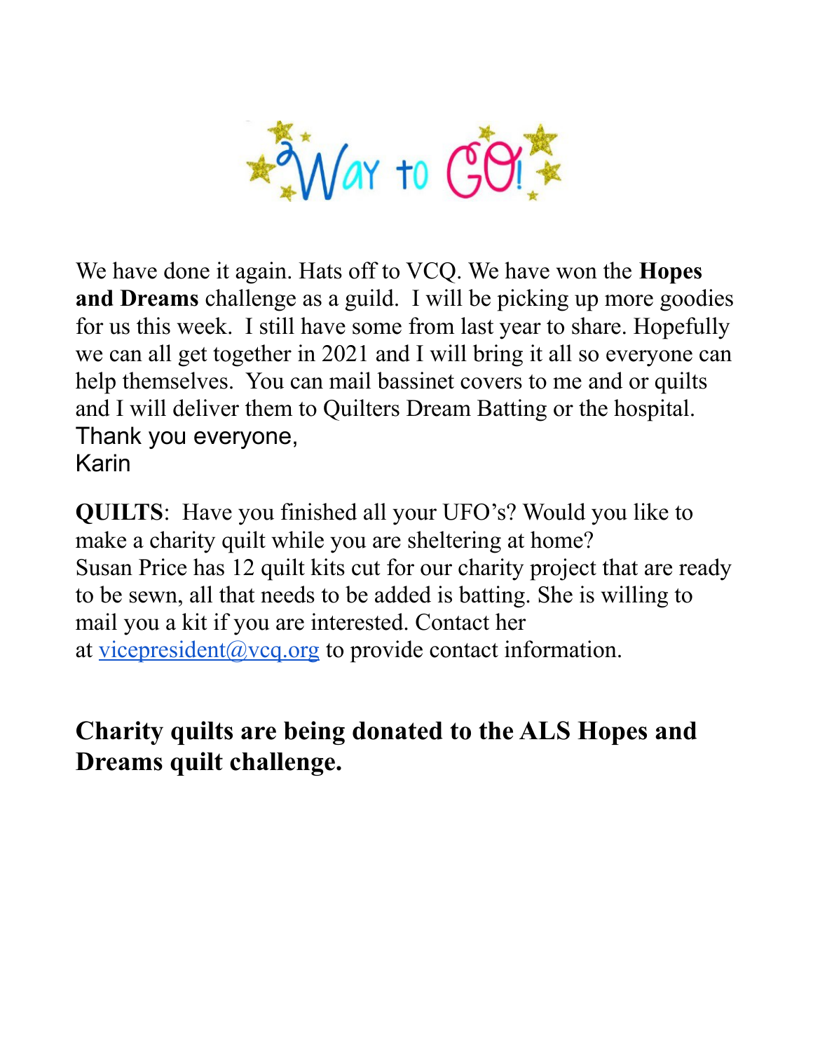Way to GO!

We have done it again. Hats off to VCQ. We have won the **Hopes and Dreams** challenge as a guild. I will be picking up more goodies for us this week. I still have some from last year to share. Hopefully we can all get together in 2021 and I will bring it all so everyone can help themselves. You can mail bassinet covers to me and or quilts and I will deliver them to Quilters Dream Batting or the hospital.
Thank you everyone,
Karin

**QUILTS**: Have you finished all your UFO's? Would you like to make a charity quilt while you are sheltering at home? Susan Price has 12 quilt kits cut for our charity project that are ready to be sewn, all that needs to be added is batting. She is willing to mail you a kit if you are interested. Contact her at [vicepresident@vcq.org](mailto:vicepresident@vcq.org) to provide contact information.

**Charity quilts are being donated to the ALS Hopes and Dreams quilt challenge.**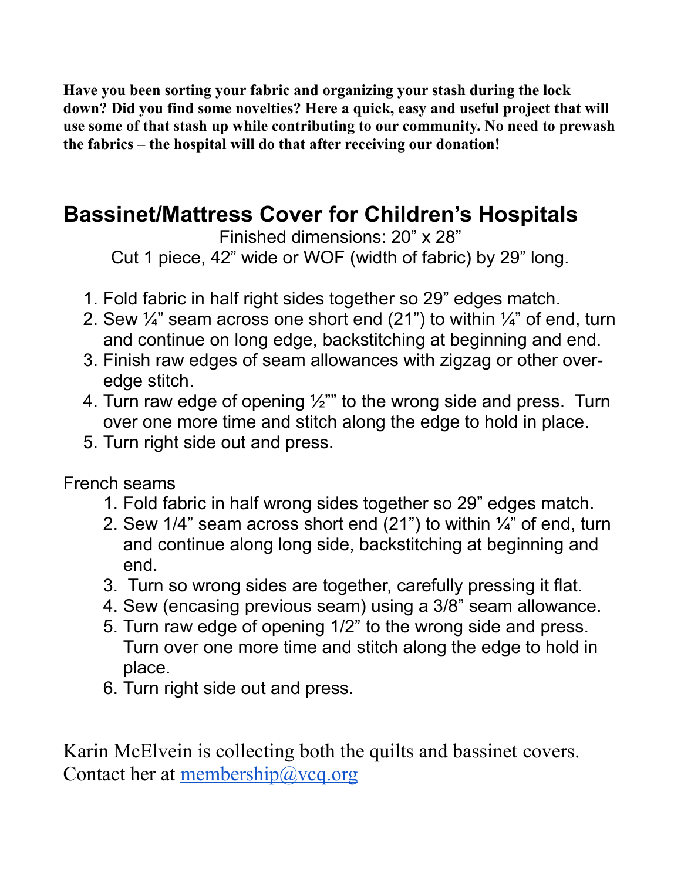**Have you been sorting your fabric and organizing your stash during the lock down? Did you find some novelties? Here a quick, easy and useful project that will use some of that stash up while contributing to our community. No need to prewash the fabrics – the hospital will do that after receiving our donation!**

## Bassinet/Mattress Cover for Children's Hospitals

Finished dimensions: 20" x 28"

Cut 1 piece, 42" wide or WOF (width of fabric) by 29" long.

1. Fold fabric in half right sides together so 29" edges match.
2. Sew ¼" seam across one short end (21") to within ¼" of end, turn and continue on long edge, backstitching at beginning and end.
3. Finish raw edges of seam allowances with zigzag or other over-edge stitch.
4. Turn raw edge of opening ½"" to the wrong side and press. Turn over one more time and stitch along the edge to hold in place.
5. Turn right side out and press.

French seams

1. Fold fabric in half wrong sides together so 29" edges match.
2. Sew 1/4" seam across short end (21") to within ¼" of end, turn and continue along long side, backstitching at beginning and end.
3. Turn so wrong sides are together, carefully pressing it flat.
4. Sew (encasing previous seam) using a 3/8" seam allowance.
5. Turn raw edge of opening 1/2" to the wrong side and press. Turn over one more time and stitch along the edge to hold in place.
6. Turn right side out and press.

Karin McElvein is collecting both the quilts and bassinet covers. Contact her at [membership@vcq.org](mailto:membership@vcq.org)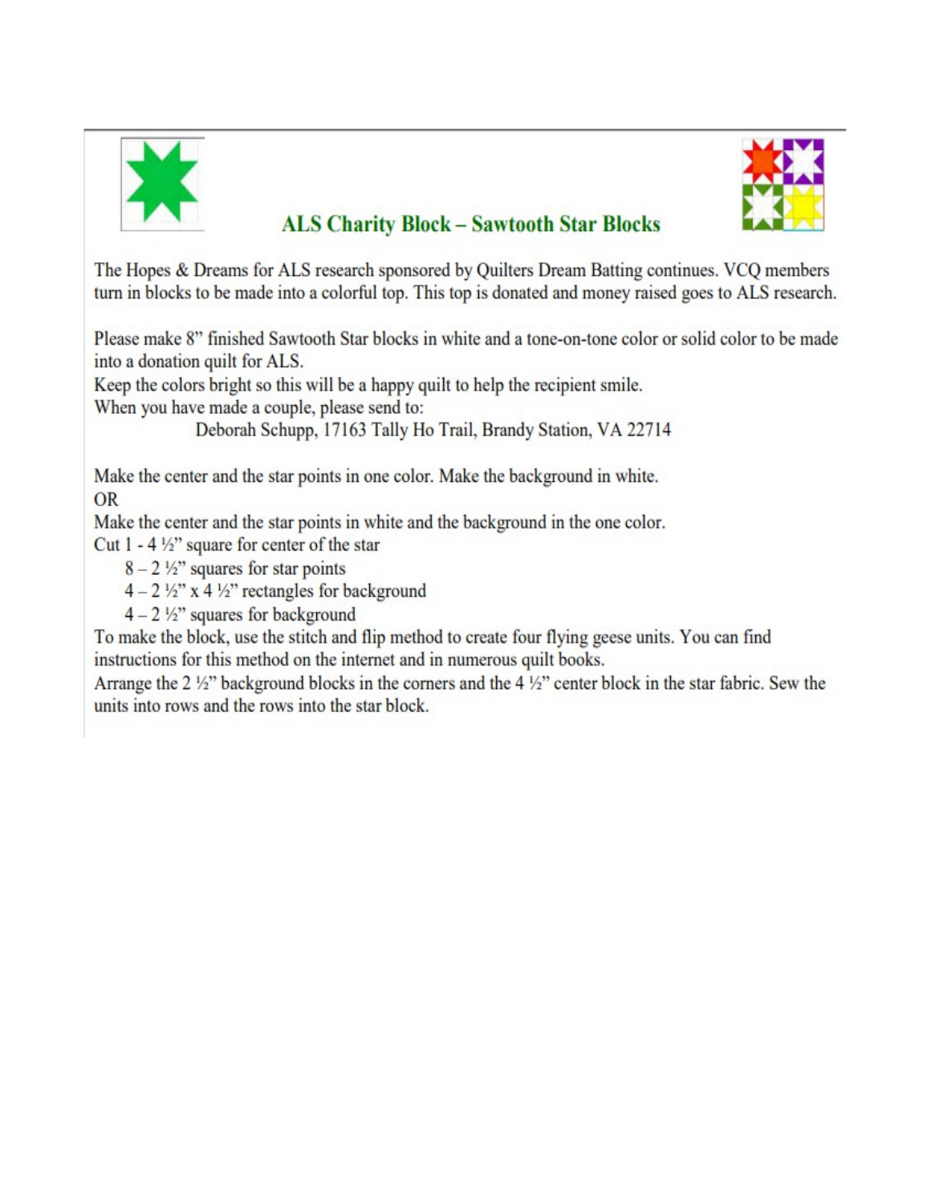## ALS Charity Block – Sawtooth Star Blocks

The Hopes & Dreams for ALS research sponsored by Quilters Dream Batting continues. VCQ members turn in blocks to be made into a colorful top. This top is donated and money raised goes to ALS research.

Please make 8" finished Sawtooth Star blocks in white and a tone-on-tone color or solid color to be made into a donation quilt for ALS.

Keep the colors bright so this will be a happy quilt to help the recipient smile.

When you have made a couple, please send to:

Deborah Schupp, 17163 Tally Ho Trail, Brandy Station, VA 22714

Make the center and the star points in one color. Make the background in white.

OR

Make the center and the star points in white and the background in the one color.

Cut 1 - 4 ½" square for center of the star

8 – 2 ½" squares for star points

4 – 2 ½" x 4 ½" rectangles for background

4 – 2 ½" squares for background

To make the block, use the stitch and flip method to create four flying geese units. You can find instructions for this method on the internet and in numerous quilt books.

Arrange the 2 ½" background blocks in the corners and the 4 ½" center block in the star fabric. Sew the units into rows and the rows into the star block.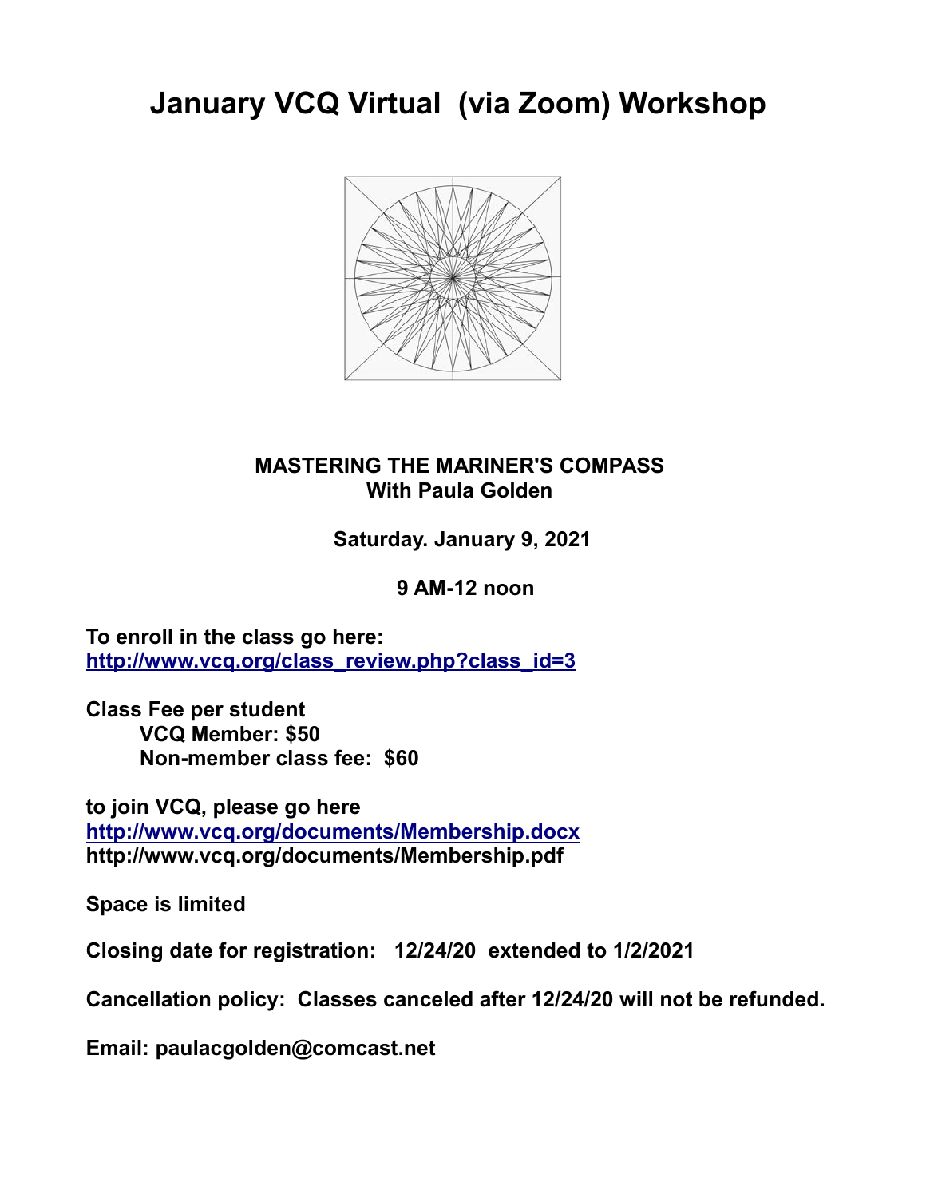# January VCQ Virtual (via Zoom) Workshop

**MASTERING THE MARINER'S COMPASS**
**With Paula Golden**

**Saturday. January 9, 2021**

**9 AM-12 noon**

**To enroll in the class go here:**
**[http://www.vcq.org/class_review.php?class_id=3](http://www.vcq.org/class_review.php?class_id=3)**

**Class Fee per student**
- **VCQ Member: $50**
- **Non-member class fee: $60**

**to join VCQ, please go here**
**[http://www.vcq.org/documents/Membership.docx](http://www.vcq.org/documents/Membership.docx)**
**http://www.vcq.org/documents/Membership.pdf**

**Space is limited**

**Closing date for registration: 12/24/20 extended to 1/2/2021**

**Cancellation policy: Classes canceled after 12/24/20 will not be refunded.**

**Email: paulacgolden@comcast.net**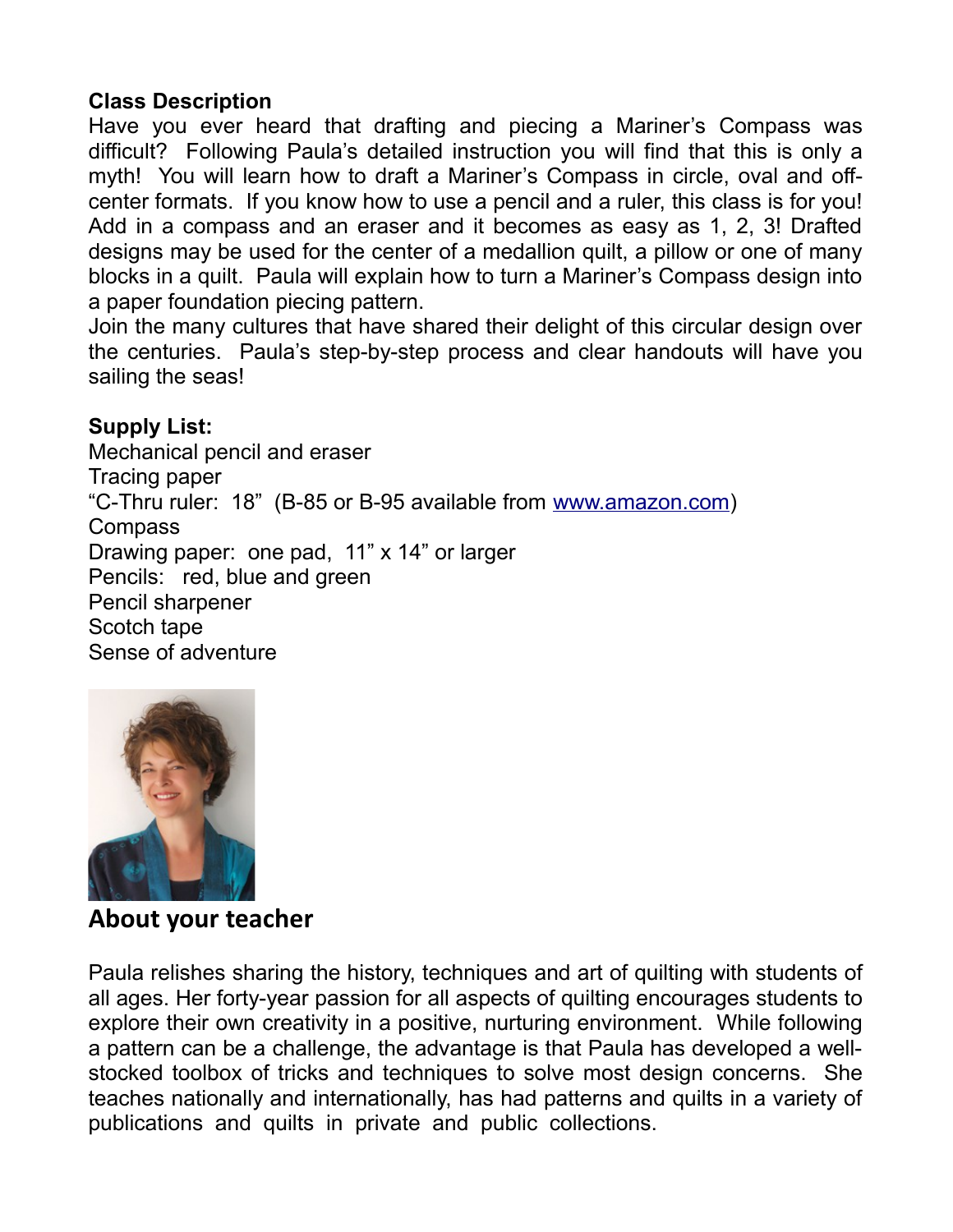**Class Description**

Have you ever heard that drafting and piecing a Mariner's Compass was difficult? Following Paula's detailed instruction you will find that this is only a myth! You will learn how to draft a Mariner's Compass in circle, oval and off-center formats. If you know how to use a pencil and a ruler, this class is for you! Add in a compass and an eraser and it becomes as easy as 1, 2, 3! Drafted designs may be used for the center of a medallion quilt, a pillow or one of many blocks in a quilt. Paula will explain how to turn a Mariner's Compass design into a paper foundation piecing pattern.

Join the many cultures that have shared their delight of this circular design over the centuries. Paula's step-by-step process and clear handouts will have you sailing the seas!

**Supply List:**

Mechanical pencil and eraser
Tracing paper
"C-Thru ruler: 18" (B-85 or B-95 available from www.amazon.com)
Compass
Drawing paper: one pad, 11" x 14" or larger
Pencils: red, blue and green
Pencil sharpener
Scotch tape
Sense of adventure

## About your teacher

Paula relishes sharing the history, techniques and art of quilting with students of all ages. Her forty-year passion for all aspects of quilting encourages students to explore their own creativity in a positive, nurturing environment. While following a pattern can be a challenge, the advantage is that Paula has developed a well-stocked toolbox of tricks and techniques to solve most design concerns. She teaches nationally and internationally, has had patterns and quilts in a variety of publications and quilts in private and public collections.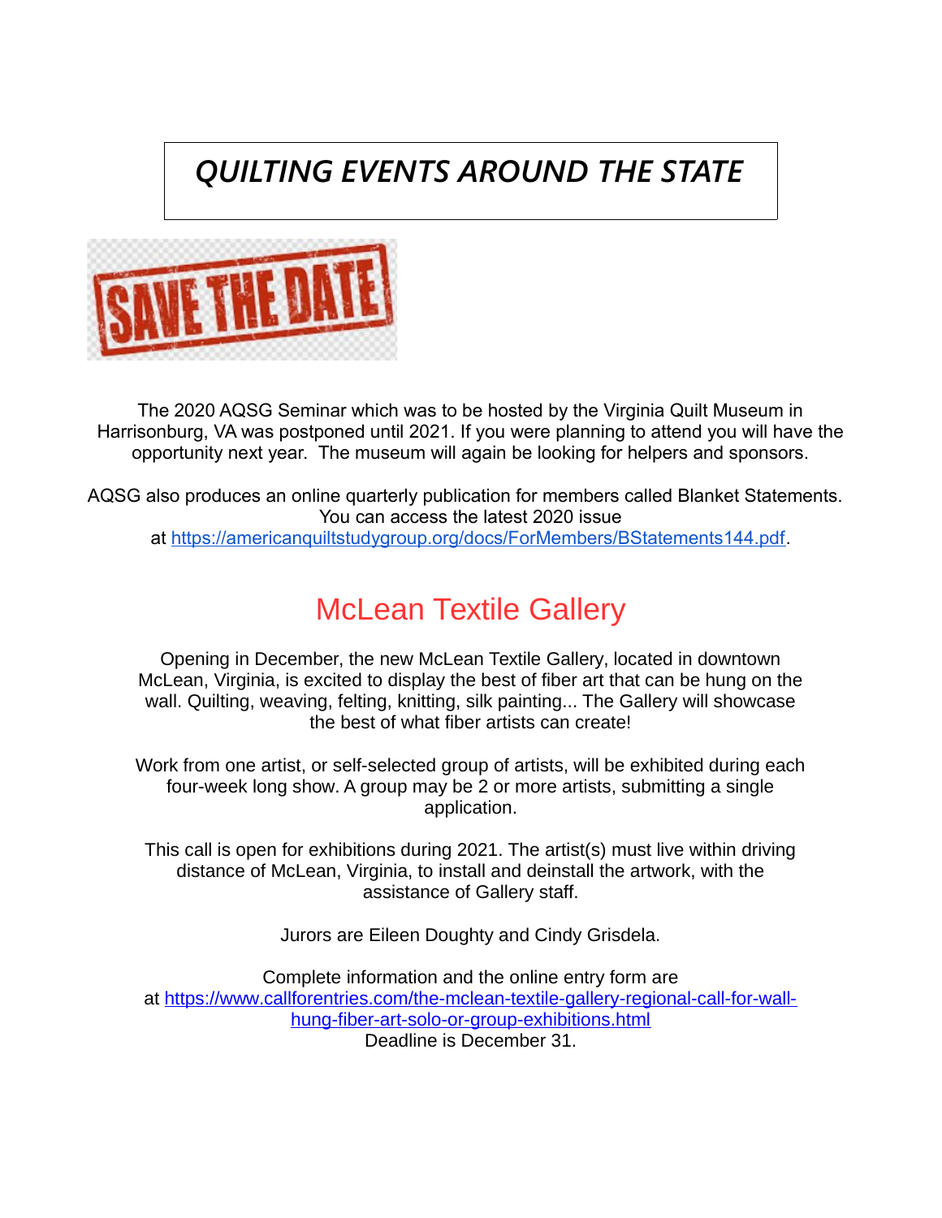# *QUILTING EVENTS AROUND THE STATE*

SAVE THE DATE

The 2020 AQSG Seminar which was to be hosted by the Virginia Quilt Museum in Harrisonburg, VA was postponed until 2021. If you were planning to attend you will have the opportunity next year. The museum will again be looking for helpers and sponsors.

AQSG also produces an online quarterly publication for members called Blanket Statements. You can access the latest 2020 issue at [https://americanquiltstudygroup.org/docs/ForMembers/BStatements144.pdf](https://americanquiltstudygroup.org/docs/ForMembers/BStatements144.pdf).

## McLean Textile Gallery

Opening in December, the new McLean Textile Gallery, located in downtown McLean, Virginia, is excited to display the best of fiber art that can be hung on the wall. Quilting, weaving, felting, knitting, silk painting... The Gallery will showcase the best of what fiber artists can create!

Work from one artist, or self-selected group of artists, will be exhibited during each four-week long show. A group may be 2 or more artists, submitting a single application.

This call is open for exhibitions during 2021. The artist(s) must live within driving distance of McLean, Virginia, to install and deinstall the artwork, with the assistance of Gallery staff.

Jurors are Eileen Doughty and Cindy Grisdela.

Complete information and the online entry form are at [https://www.callforentries.com/the-mclean-textile-gallery-regional-call-for-wall-hung-fiber-art-solo-or-group-exhibitions.html](https://www.callforentries.com/the-mclean-textile-gallery-regional-call-for-wall-hung-fiber-art-solo-or-group-exhibitions.html)
Deadline is December 31.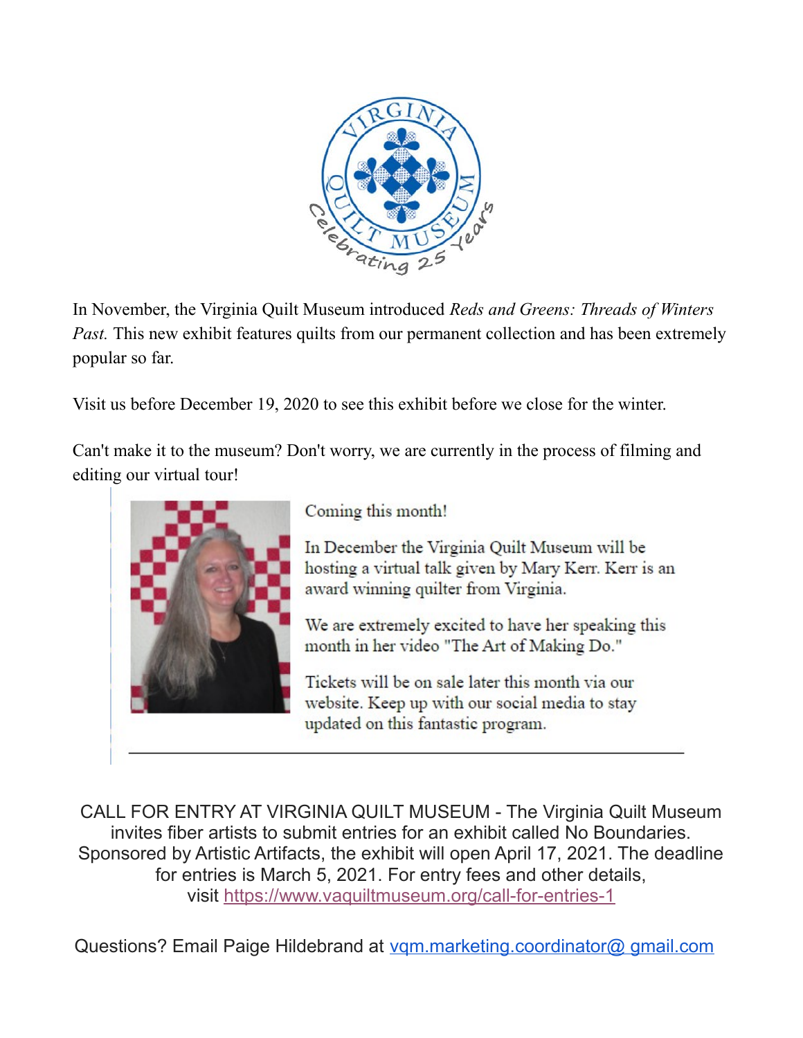In November, the Virginia Quilt Museum introduced *Reds and Greens: Threads of Winters Past.* This new exhibit features quilts from our permanent collection and has been extremely popular so far.

Visit us before December 19, 2020 to see this exhibit before we close for the winter.

Can't make it to the museum? Don't worry, we are currently in the process of filming and editing our virtual tour!

Coming this month!

In December the Virginia Quilt Museum will be hosting a virtual talk given by Mary Kerr. Kerr is an award winning quilter from Virginia.

We are extremely excited to have her speaking this month in her video "The Art of Making Do."

Tickets will be on sale later this month via our website. Keep up with our social media to stay updated on this fantastic program.

---

CALL FOR ENTRY AT VIRGINIA QUILT MUSEUM - The Virginia Quilt Museum invites fiber artists to submit entries for an exhibit called No Boundaries. Sponsored by Artistic Artifacts, the exhibit will open April 17, 2021. The deadline for entries is March 5, 2021. For entry fees and other details, visit https://www.vaquiltmuseum.org/call-for-entries-1

Questions? Email Paige Hildebrand at vqm.marketing.coordinator@ gmail.com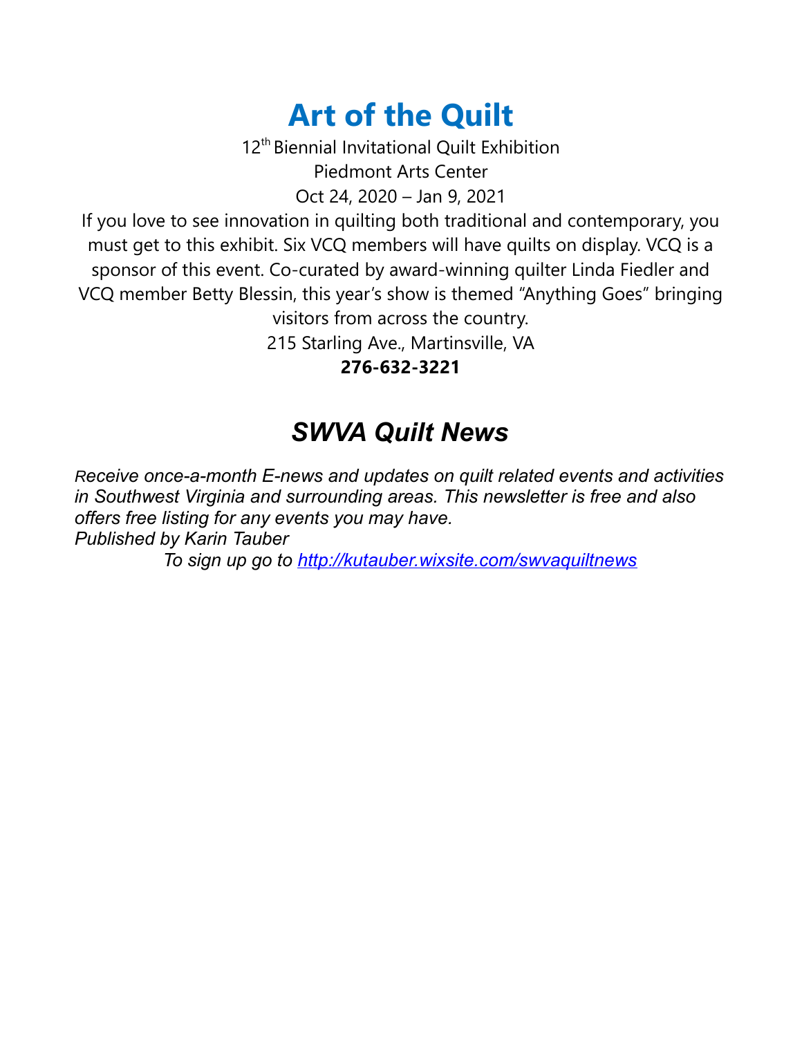# Art of the Quilt

12th Biennial Invitational Quilt Exhibition

Piedmont Arts Center

Oct 24, 2020 – Jan 9, 2021

If you love to see innovation in quilting both traditional and contemporary, you must get to this exhibit. Six VCQ members will have quilts on display. VCQ is a sponsor of this event. Co-curated by award-winning quilter Linda Fiedler and VCQ member Betty Blessin, this year's show is themed "Anything Goes" bringing visitors from across the country.

215 Starling Ave., Martinsville, VA

**276-632-3221**

## *SWVA Quilt News*

*Receive once-a-month E-news and updates on quilt related events and activities in Southwest Virginia and surrounding areas. This newsletter is free and also offers free listing for any events you may have.*

*Published by Karin Tauber*

*To sign up go to [http://kutauber.wixsite.com/swvaquiltnews](http://kutauber.wixsite.com/swvaquiltnews)*